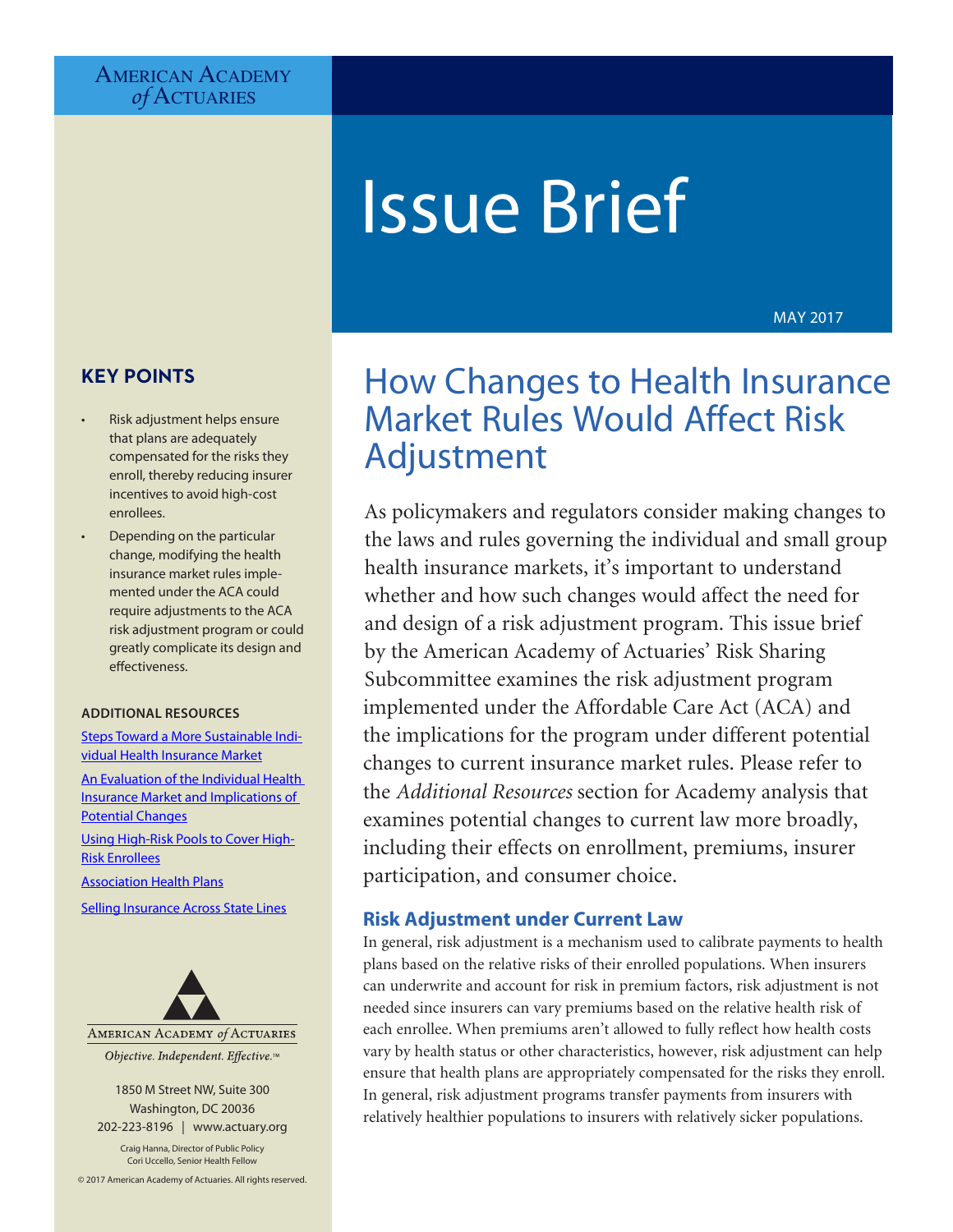American Academy of Actuaries

# Issue Brief

MAY 2017

## How Changes to Health Insurance Market Rules Would Affect Risk Adjustment

As policymakers and regulators consider making changes to the laws and rules governing the individual and small group health insurance markets, it's important to understand whether and how such changes would affect the need for and design of a risk adjustment program. This issue brief by the American Academy of Actuaries' Risk Sharing Subcommittee examines the risk adjustment program implemented under the Affordable Care Act (ACA) and the implications for the program under different potential changes to current insurance market rules. Please refer to the *Additional Resources* section for Academy analysis that examines potential changes to current law more broadly, including their effects on enrollment, premiums, insurer participation, and consumer choice.

### KEY POINTS

- Risk adjustment helps ensure that plans are adequately compensated for the risks they enroll, thereby reducing insurer incentives to avoid high-cost enrollees.
- Depending on the particular change, modifying the health insurance market rules implemented under the ACA could require adjustments to the ACA risk adjustment program or could greatly complicate its design and effectiveness.

#### ADDITIONAL RESOURCES

- Steps Toward a More Sustainable Individual Health Insurance Market
- An Evaluation of the Individual Health Insurance Market and Implications of Potential Changes
- Using High-Risk Pools to Cover High-Risk Enrollees
- Association Health Plans
- Selling Insurance Across State Lines

American Academy of Actuaries
*Objective. Independent. Effective.™*

1850 M Street NW, Suite 300
Washington, DC 20036
202-223-8196 | www.actuary.org

Craig Hanna, Director of Public Policy
Cori Uccello, Senior Health Fellow

© 2017 American Academy of Actuaries. All rights reserved.

### Risk Adjustment under Current Law

In general, risk adjustment is a mechanism used to calibrate payments to health plans based on the relative risks of their enrolled populations. When insurers can underwrite and account for risk in premium factors, risk adjustment is not needed since insurers can vary premiums based on the relative health risk of each enrollee. When premiums aren't allowed to fully reflect how health costs vary by health status or other characteristics, however, risk adjustment can help ensure that health plans are appropriately compensated for the risks they enroll. In general, risk adjustment programs transfer payments from insurers with relatively healthier populations to insurers with relatively sicker populations.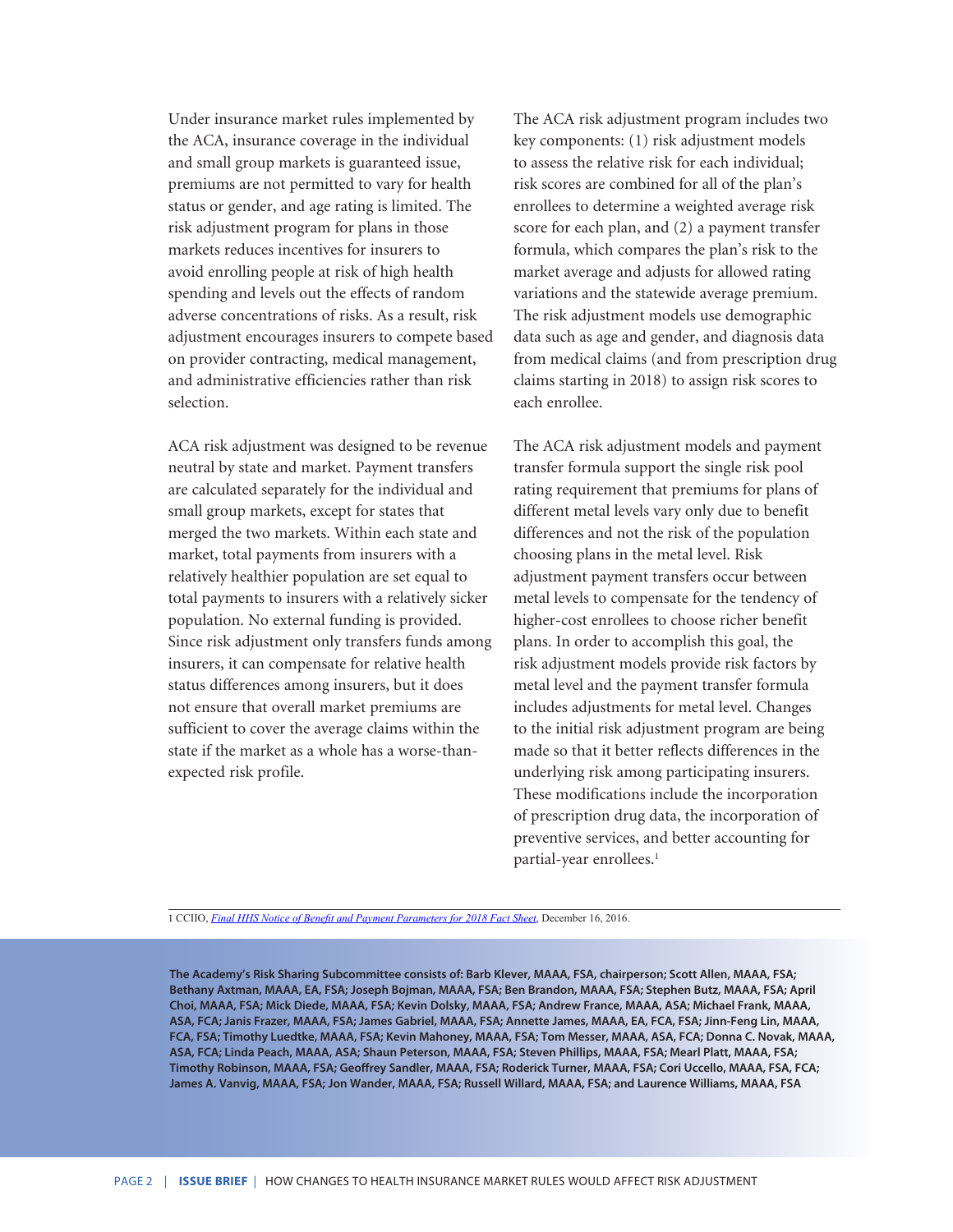Under insurance market rules implemented by the ACA, insurance coverage in the individual and small group markets is guaranteed issue, premiums are not permitted to vary for health status or gender, and age rating is limited. The risk adjustment program for plans in those markets reduces incentives for insurers to avoid enrolling people at risk of high health spending and levels out the effects of random adverse concentrations of risks. As a result, risk adjustment encourages insurers to compete based on provider contracting, medical management, and administrative efficiencies rather than risk selection.

ACA risk adjustment was designed to be revenue neutral by state and market. Payment transfers are calculated separately for the individual and small group markets, except for states that merged the two markets. Within each state and market, total payments from insurers with a relatively healthier population are set equal to total payments to insurers with a relatively sicker population. No external funding is provided. Since risk adjustment only transfers funds among insurers, it can compensate for relative health status differences among insurers, but it does not ensure that overall market premiums are sufficient to cover the average claims within the state if the market as a whole has a worse-than-expected risk profile.

The ACA risk adjustment program includes two key components: (1) risk adjustment models to assess the relative risk for each individual; risk scores are combined for all of the plan's enrollees to determine a weighted average risk score for each plan, and (2) a payment transfer formula, which compares the plan's risk to the market average and adjusts for allowed rating variations and the statewide average premium. The risk adjustment models use demographic data such as age and gender, and diagnosis data from medical claims (and from prescription drug claims starting in 2018) to assign risk scores to each enrollee.

The ACA risk adjustment models and payment transfer formula support the single risk pool rating requirement that premiums for plans of different metal levels vary only due to benefit differences and not the risk of the population choosing plans in the metal level. Risk adjustment payment transfers occur between metal levels to compensate for the tendency of higher-cost enrollees to choose richer benefit plans. In order to accomplish this goal, the risk adjustment models provide risk factors by metal level and the payment transfer formula includes adjustments for metal level. Changes to the initial risk adjustment program are being made so that it better reflects differences in the underlying risk among participating insurers. These modifications include the incorporation of prescription drug data, the incorporation of preventive services, and better accounting for partial-year enrollees.[1]

[1] CCIIO, *Final HHS Notice of Benefit and Payment Parameters for 2018 Fact Sheet*, December 16, 2016.

**The Academy's Risk Sharing Subcommittee consists of: Barb Klever, MAAA, FSA, chairperson; Scott Allen, MAAA, FSA; Bethany Axtman, MAAA, EA, FSA; Joseph Bojman, MAAA, FSA; Ben Brandon, MAAA, FSA; Stephen Butz, MAAA, FSA; April Choi, MAAA, FSA; Mick Diede, MAAA, FSA; Kevin Dolsky, MAAA, FSA; Andrew France, MAAA, ASA; Michael Frank, MAAA, ASA, FCA; Janis Frazer, MAAA, FSA; James Gabriel, MAAA, FSA; Annette James, MAAA, EA, FCA, FSA; Jinn-Feng Lin, MAAA, FCA, FSA; Timothy Luedtke, MAAA, FSA; Kevin Mahoney, MAAA, FSA; Tom Messer, MAAA, ASA, FCA; Donna C. Novak, MAAA, ASA, FCA; Linda Peach, MAAA, ASA; Shaun Peterson, MAAA, FSA; Steven Phillips, MAAA, FSA; Mearl Platt, MAAA, FSA; Timothy Robinson, MAAA, FSA; Geoffrey Sandler, MAAA, FSA; Roderick Turner, MAAA, FSA; Cori Uccello, MAAA, FSA, FCA; James A. Vanvig, MAAA, FSA; Jon Wander, MAAA, FSA; Russell Willard, MAAA, FSA; and Laurence Williams, MAAA, FSA**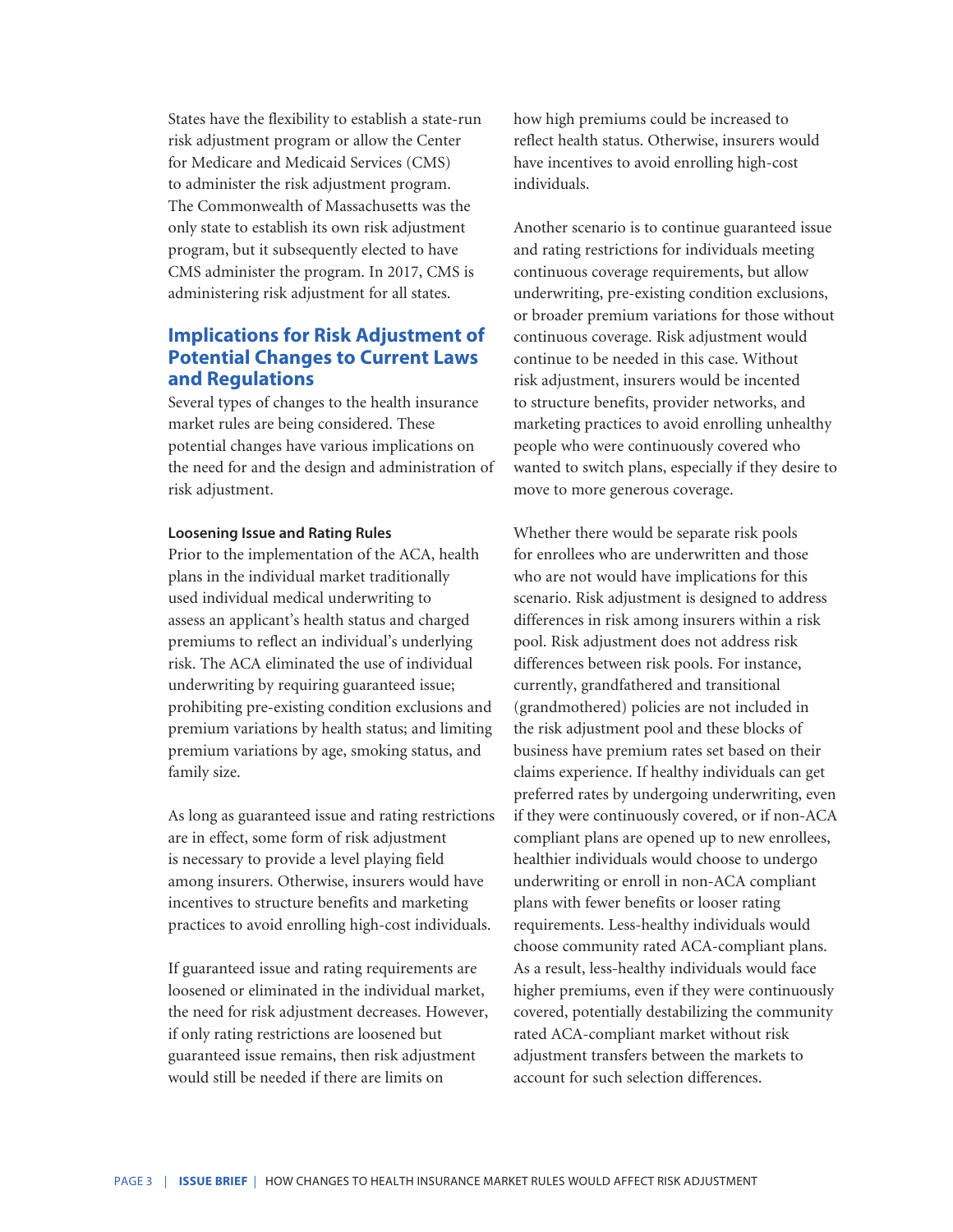States have the flexibility to establish a state-run risk adjustment program or allow the Center for Medicare and Medicaid Services (CMS) to administer the risk adjustment program. The Commonwealth of Massachusetts was the only state to establish its own risk adjustment program, but it subsequently elected to have CMS administer the program. In 2017, CMS is administering risk adjustment for all states.

## Implications for Risk Adjustment of Potential Changes to Current Laws and Regulations

Several types of changes to the health insurance market rules are being considered. These potential changes have various implications on the need for and the design and administration of risk adjustment.

#### Loosening Issue and Rating Rules

Prior to the implementation of the ACA, health plans in the individual market traditionally used individual medical underwriting to assess an applicant's health status and charged premiums to reflect an individual's underlying risk. The ACA eliminated the use of individual underwriting by requiring guaranteed issue; prohibiting pre-existing condition exclusions and premium variations by health status; and limiting premium variations by age, smoking status, and family size.

As long as guaranteed issue and rating restrictions are in effect, some form of risk adjustment is necessary to provide a level playing field among insurers. Otherwise, insurers would have incentives to structure benefits and marketing practices to avoid enrolling high-cost individuals.

If guaranteed issue and rating requirements are loosened or eliminated in the individual market, the need for risk adjustment decreases. However, if only rating restrictions are loosened but guaranteed issue remains, then risk adjustment would still be needed if there are limits on how high premiums could be increased to reflect health status. Otherwise, insurers would have incentives to avoid enrolling high-cost individuals.

Another scenario is to continue guaranteed issue and rating restrictions for individuals meeting continuous coverage requirements, but allow underwriting, pre-existing condition exclusions, or broader premium variations for those without continuous coverage. Risk adjustment would continue to be needed in this case. Without risk adjustment, insurers would be incented to structure benefits, provider networks, and marketing practices to avoid enrolling unhealthy people who were continuously covered who wanted to switch plans, especially if they desire to move to more generous coverage.

Whether there would be separate risk pools for enrollees who are underwritten and those who are not would have implications for this scenario. Risk adjustment is designed to address differences in risk among insurers within a risk pool. Risk adjustment does not address risk differences between risk pools. For instance, currently, grandfathered and transitional (grandmothered) policies are not included in the risk adjustment pool and these blocks of business have premium rates set based on their claims experience. If healthy individuals can get preferred rates by undergoing underwriting, even if they were continuously covered, or if non-ACA compliant plans are opened up to new enrollees, healthier individuals would choose to undergo underwriting or enroll in non-ACA compliant plans with fewer benefits or looser rating requirements. Less-healthy individuals would choose community rated ACA-compliant plans. As a result, less-healthy individuals would face higher premiums, even if they were continuously covered, potentially destabilizing the community rated ACA-compliant market without risk adjustment transfers between the markets to account for such selection differences.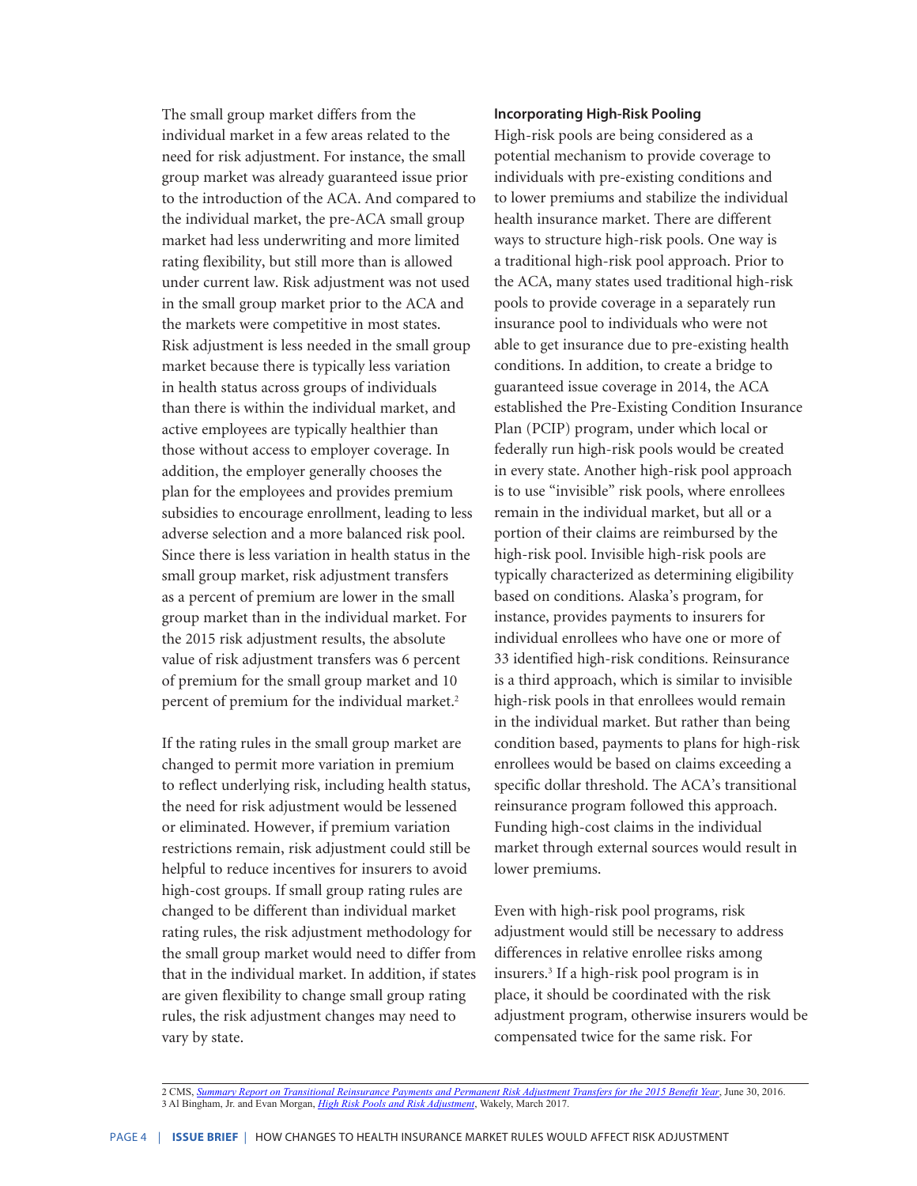The small group market differs from the individual market in a few areas related to the need for risk adjustment. For instance, the small group market was already guaranteed issue prior to the introduction of the ACA. And compared to the individual market, the pre-ACA small group market had less underwriting and more limited rating flexibility, but still more than is allowed under current law. Risk adjustment was not used in the small group market prior to the ACA and the markets were competitive in most states. Risk adjustment is less needed in the small group market because there is typically less variation in health status across groups of individuals than there is within the individual market, and active employees are typically healthier than those without access to employer coverage. In addition, the employer generally chooses the plan for the employees and provides premium subsidies to encourage enrollment, leading to less adverse selection and a more balanced risk pool. Since there is less variation in health status in the small group market, risk adjustment transfers as a percent of premium are lower in the small group market than in the individual market. For the 2015 risk adjustment results, the absolute value of risk adjustment transfers was 6 percent of premium for the small group market and 10 percent of premium for the individual market.[2]

If the rating rules in the small group market are changed to permit more variation in premium to reflect underlying risk, including health status, the need for risk adjustment would be lessened or eliminated. However, if premium variation restrictions remain, risk adjustment could still be helpful to reduce incentives for insurers to avoid high-cost groups. If small group rating rules are changed to be different than individual market rating rules, the risk adjustment methodology for the small group market would need to differ from that in the individual market. In addition, if states are given flexibility to change small group rating rules, the risk adjustment changes may need to vary by state.

### Incorporating High-Risk Pooling

High-risk pools are being considered as a potential mechanism to provide coverage to individuals with pre-existing conditions and to lower premiums and stabilize the individual health insurance market. There are different ways to structure high-risk pools. One way is a traditional high-risk pool approach. Prior to the ACA, many states used traditional high-risk pools to provide coverage in a separately run insurance pool to individuals who were not able to get insurance due to pre-existing health conditions. In addition, to create a bridge to guaranteed issue coverage in 2014, the ACA established the Pre-Existing Condition Insurance Plan (PCIP) program, under which local or federally run high-risk pools would be created in every state. Another high-risk pool approach is to use "invisible" risk pools, where enrollees remain in the individual market, but all or a portion of their claims are reimbursed by the high-risk pool. Invisible high-risk pools are typically characterized as determining eligibility based on conditions. Alaska's program, for instance, provides payments to insurers for individual enrollees who have one or more of 33 identified high-risk conditions. Reinsurance is a third approach, which is similar to invisible high-risk pools in that enrollees would remain in the individual market. But rather than being condition based, payments to plans for high-risk enrollees would be based on claims exceeding a specific dollar threshold. The ACA's transitional reinsurance program followed this approach. Funding high-cost claims in the individual market through external sources would result in lower premiums.

Even with high-risk pool programs, risk adjustment would still be necessary to address differences in relative enrollee risks among insurers.[3] If a high-risk pool program is in place, it should be coordinated with the risk adjustment program, otherwise insurers would be compensated twice for the same risk. For

---

2 CMS, *Summary Report on Transitional Reinsurance Payments and Permanent Risk Adjustment Transfers for the 2015 Benefit Year*, June 30, 2016.
3 Al Bingham, Jr. and Evan Morgan, *High Risk Pools and Risk Adjustment*, Wakely, March 2017.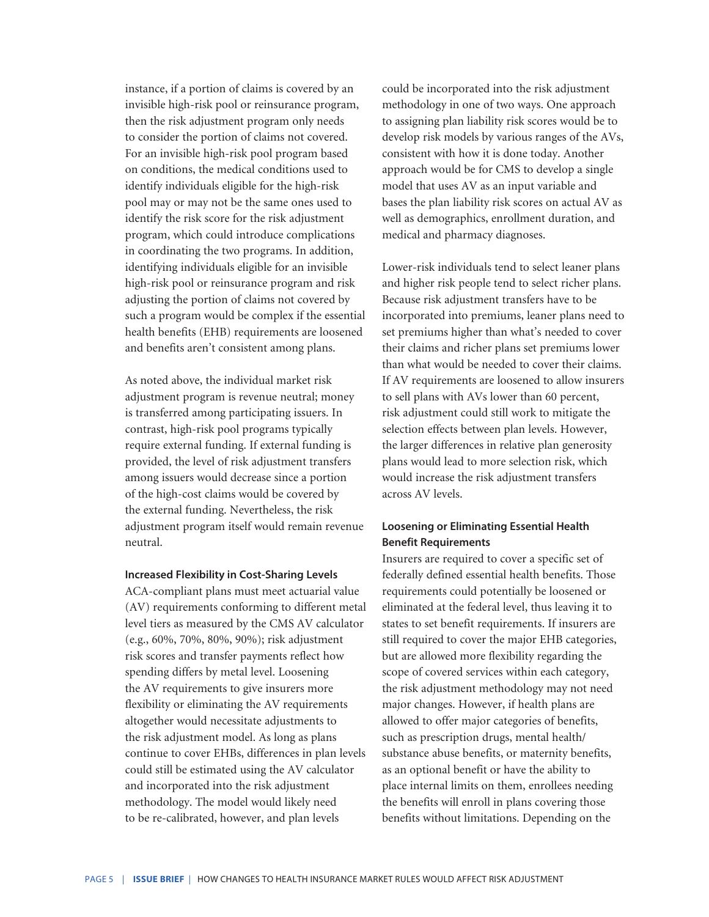instance, if a portion of claims is covered by an invisible high-risk pool or reinsurance program, then the risk adjustment program only needs to consider the portion of claims not covered. For an invisible high-risk pool program based on conditions, the medical conditions used to identify individuals eligible for the high-risk pool may or may not be the same ones used to identify the risk score for the risk adjustment program, which could introduce complications in coordinating the two programs. In addition, identifying individuals eligible for an invisible high-risk pool or reinsurance program and risk adjusting the portion of claims not covered by such a program would be complex if the essential health benefits (EHB) requirements are loosened and benefits aren't consistent among plans.

As noted above, the individual market risk adjustment program is revenue neutral; money is transferred among participating issuers. In contrast, high-risk pool programs typically require external funding. If external funding is provided, the level of risk adjustment transfers among issuers would decrease since a portion of the high-cost claims would be covered by the external funding. Nevertheless, the risk adjustment program itself would remain revenue neutral.

### Increased Flexibility in Cost-Sharing Levels

ACA-compliant plans must meet actuarial value (AV) requirements conforming to different metal level tiers as measured by the CMS AV calculator (e.g., 60%, 70%, 80%, 90%); risk adjustment risk scores and transfer payments reflect how spending differs by metal level. Loosening the AV requirements to give insurers more flexibility or eliminating the AV requirements altogether would necessitate adjustments to the risk adjustment model. As long as plans continue to cover EHBs, differences in plan levels could still be estimated using the AV calculator and incorporated into the risk adjustment methodology. The model would likely need to be re-calibrated, however, and plan levels could be incorporated into the risk adjustment methodology in one of two ways. One approach to assigning plan liability risk scores would be to develop risk models by various ranges of the AVs, consistent with how it is done today. Another approach would be for CMS to develop a single model that uses AV as an input variable and bases the plan liability risk scores on actual AV as well as demographics, enrollment duration, and medical and pharmacy diagnoses.

Lower-risk individuals tend to select leaner plans and higher risk people tend to select richer plans. Because risk adjustment transfers have to be incorporated into premiums, leaner plans need to set premiums higher than what's needed to cover their claims and richer plans set premiums lower than what would be needed to cover their claims. If AV requirements are loosened to allow insurers to sell plans with AVs lower than 60 percent, risk adjustment could still work to mitigate the selection effects between plan levels. However, the larger differences in relative plan generosity plans would lead to more selection risk, which would increase the risk adjustment transfers across AV levels.

### Loosening or Eliminating Essential Health Benefit Requirements

Insurers are required to cover a specific set of federally defined essential health benefits. Those requirements could potentially be loosened or eliminated at the federal level, thus leaving it to states to set benefit requirements. If insurers are still required to cover the major EHB categories, but are allowed more flexibility regarding the scope of covered services within each category, the risk adjustment methodology may not need major changes. However, if health plans are allowed to offer major categories of benefits, such as prescription drugs, mental health/substance abuse benefits, or maternity benefits, as an optional benefit or have the ability to place internal limits on them, enrollees needing the benefits will enroll in plans covering those benefits without limitations. Depending on the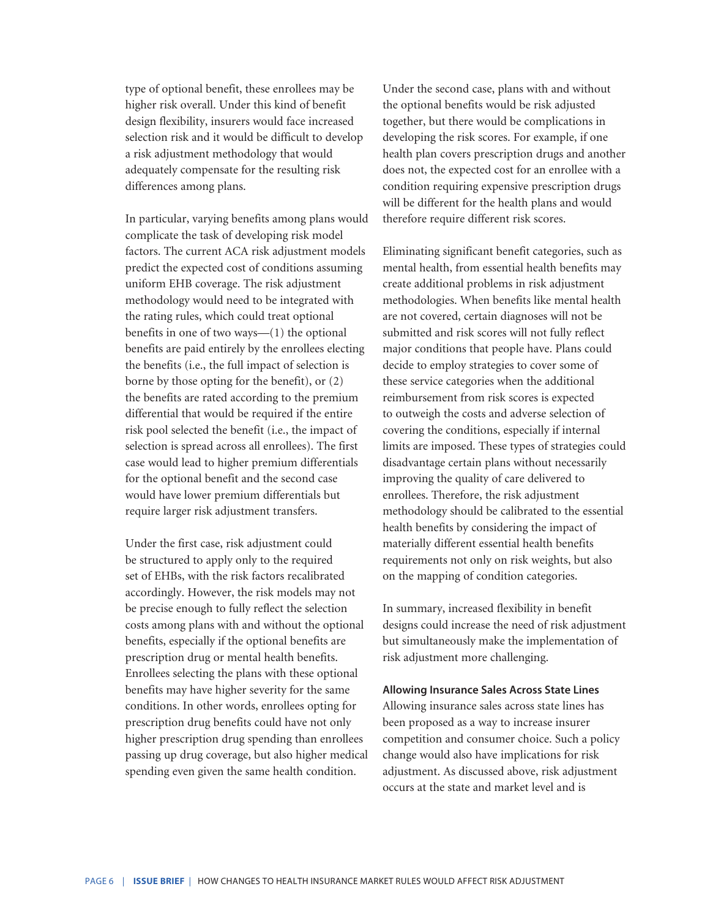type of optional benefit, these enrollees may be higher risk overall. Under this kind of benefit design flexibility, insurers would face increased selection risk and it would be difficult to develop a risk adjustment methodology that would adequately compensate for the resulting risk differences among plans.

In particular, varying benefits among plans would complicate the task of developing risk model factors. The current ACA risk adjustment models predict the expected cost of conditions assuming uniform EHB coverage. The risk adjustment methodology would need to be integrated with the rating rules, which could treat optional benefits in one of two ways—(1) the optional benefits are paid entirely by the enrollees electing the benefits (i.e., the full impact of selection is borne by those opting for the benefit), or (2) the benefits are rated according to the premium differential that would be required if the entire risk pool selected the benefit (i.e., the impact of selection is spread across all enrollees). The first case would lead to higher premium differentials for the optional benefit and the second case would have lower premium differentials but require larger risk adjustment transfers.

Under the first case, risk adjustment could be structured to apply only to the required set of EHBs, with the risk factors recalibrated accordingly. However, the risk models may not be precise enough to fully reflect the selection costs among plans with and without the optional benefits, especially if the optional benefits are prescription drug or mental health benefits. Enrollees selecting the plans with these optional benefits may have higher severity for the same conditions. In other words, enrollees opting for prescription drug benefits could have not only higher prescription drug spending than enrollees passing up drug coverage, but also higher medical spending even given the same health condition.

Under the second case, plans with and without the optional benefits would be risk adjusted together, but there would be complications in developing the risk scores. For example, if one health plan covers prescription drugs and another does not, the expected cost for an enrollee with a condition requiring expensive prescription drugs will be different for the health plans and would therefore require different risk scores.

Eliminating significant benefit categories, such as mental health, from essential health benefits may create additional problems in risk adjustment methodologies. When benefits like mental health are not covered, certain diagnoses will not be submitted and risk scores will not fully reflect major conditions that people have. Plans could decide to employ strategies to cover some of these service categories when the additional reimbursement from risk scores is expected to outweigh the costs and adverse selection of covering the conditions, especially if internal limits are imposed. These types of strategies could disadvantage certain plans without necessarily improving the quality of care delivered to enrollees. Therefore, the risk adjustment methodology should be calibrated to the essential health benefits by considering the impact of materially different essential health benefits requirements not only on risk weights, but also on the mapping of condition categories.

In summary, increased flexibility in benefit designs could increase the need of risk adjustment but simultaneously make the implementation of risk adjustment more challenging.

### Allowing Insurance Sales Across State Lines

Allowing insurance sales across state lines has been proposed as a way to increase insurer competition and consumer choice. Such a policy change would also have implications for risk adjustment. As discussed above, risk adjustment occurs at the state and market level and is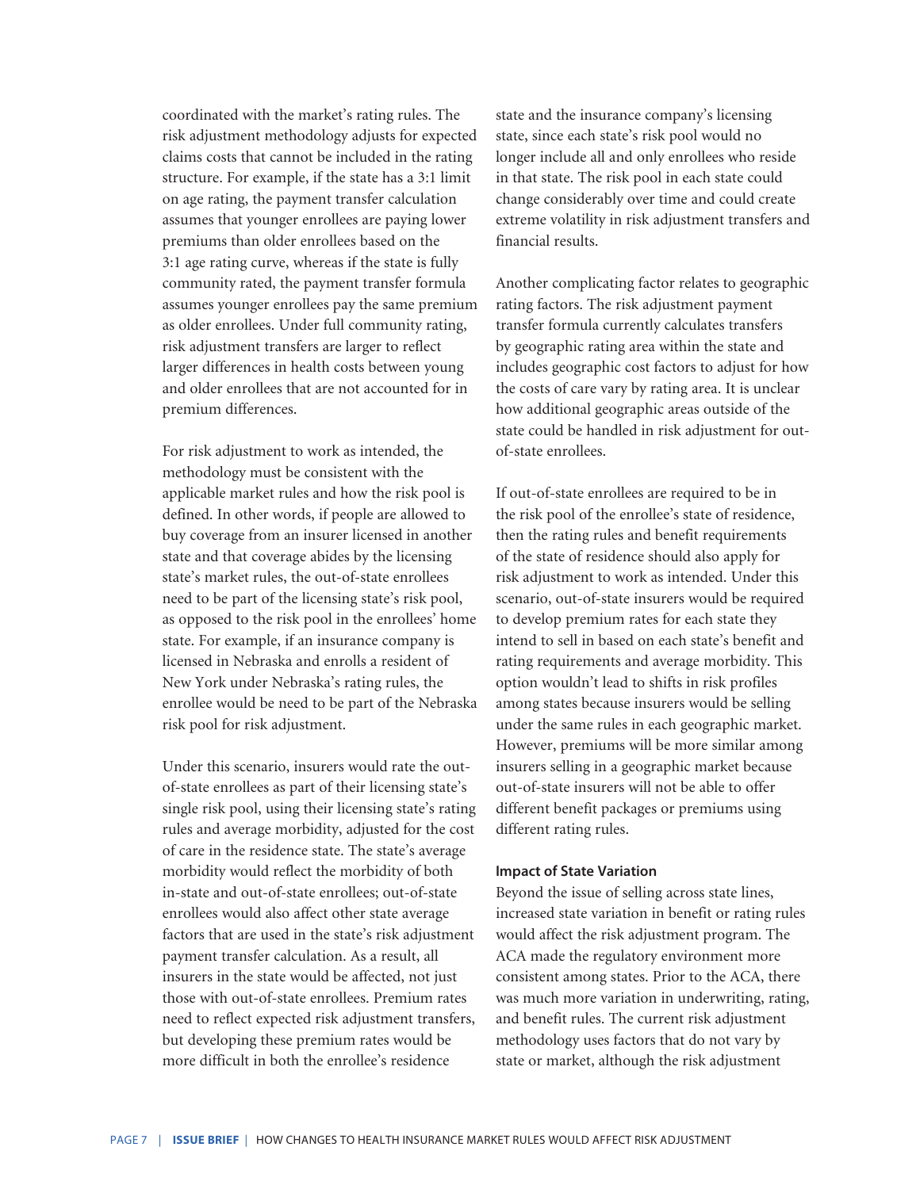coordinated with the market's rating rules. The risk adjustment methodology adjusts for expected claims costs that cannot be included in the rating structure. For example, if the state has a 3:1 limit on age rating, the payment transfer calculation assumes that younger enrollees are paying lower premiums than older enrollees based on the 3:1 age rating curve, whereas if the state is fully community rated, the payment transfer formula assumes younger enrollees pay the same premium as older enrollees. Under full community rating, risk adjustment transfers are larger to reflect larger differences in health costs between young and older enrollees that are not accounted for in premium differences.

For risk adjustment to work as intended, the methodology must be consistent with the applicable market rules and how the risk pool is defined. In other words, if people are allowed to buy coverage from an insurer licensed in another state and that coverage abides by the licensing state's market rules, the out-of-state enrollees need to be part of the licensing state's risk pool, as opposed to the risk pool in the enrollees' home state. For example, if an insurance company is licensed in Nebraska and enrolls a resident of New York under Nebraska's rating rules, the enrollee would be need to be part of the Nebraska risk pool for risk adjustment.

Under this scenario, insurers would rate the out-of-state enrollees as part of their licensing state's single risk pool, using their licensing state's rating rules and average morbidity, adjusted for the cost of care in the residence state. The state's average morbidity would reflect the morbidity of both in-state and out-of-state enrollees; out-of-state enrollees would also affect other state average factors that are used in the state's risk adjustment payment transfer calculation. As a result, all insurers in the state would be affected, not just those with out-of-state enrollees. Premium rates need to reflect expected risk adjustment transfers, but developing these premium rates would be more difficult in both the enrollee's residence state and the insurance company's licensing state, since each state's risk pool would no longer include all and only enrollees who reside in that state. The risk pool in each state could change considerably over time and could create extreme volatility in risk adjustment transfers and financial results.

Another complicating factor relates to geographic rating factors. The risk adjustment payment transfer formula currently calculates transfers by geographic rating area within the state and includes geographic cost factors to adjust for how the costs of care vary by rating area. It is unclear how additional geographic areas outside of the state could be handled in risk adjustment for out-of-state enrollees.

If out-of-state enrollees are required to be in the risk pool of the enrollee's state of residence, then the rating rules and benefit requirements of the state of residence should also apply for risk adjustment to work as intended. Under this scenario, out-of-state insurers would be required to develop premium rates for each state they intend to sell in based on each state's benefit and rating requirements and average morbidity. This option wouldn't lead to shifts in risk profiles among states because insurers would be selling under the same rules in each geographic market. However, premiums will be more similar among insurers selling in a geographic market because out-of-state insurers will not be able to offer different benefit packages or premiums using different rating rules.

**Impact of State Variation**

Beyond the issue of selling across state lines, increased state variation in benefit or rating rules would affect the risk adjustment program. The ACA made the regulatory environment more consistent among states. Prior to the ACA, there was much more variation in underwriting, rating, and benefit rules. The current risk adjustment methodology uses factors that do not vary by state or market, although the risk adjustment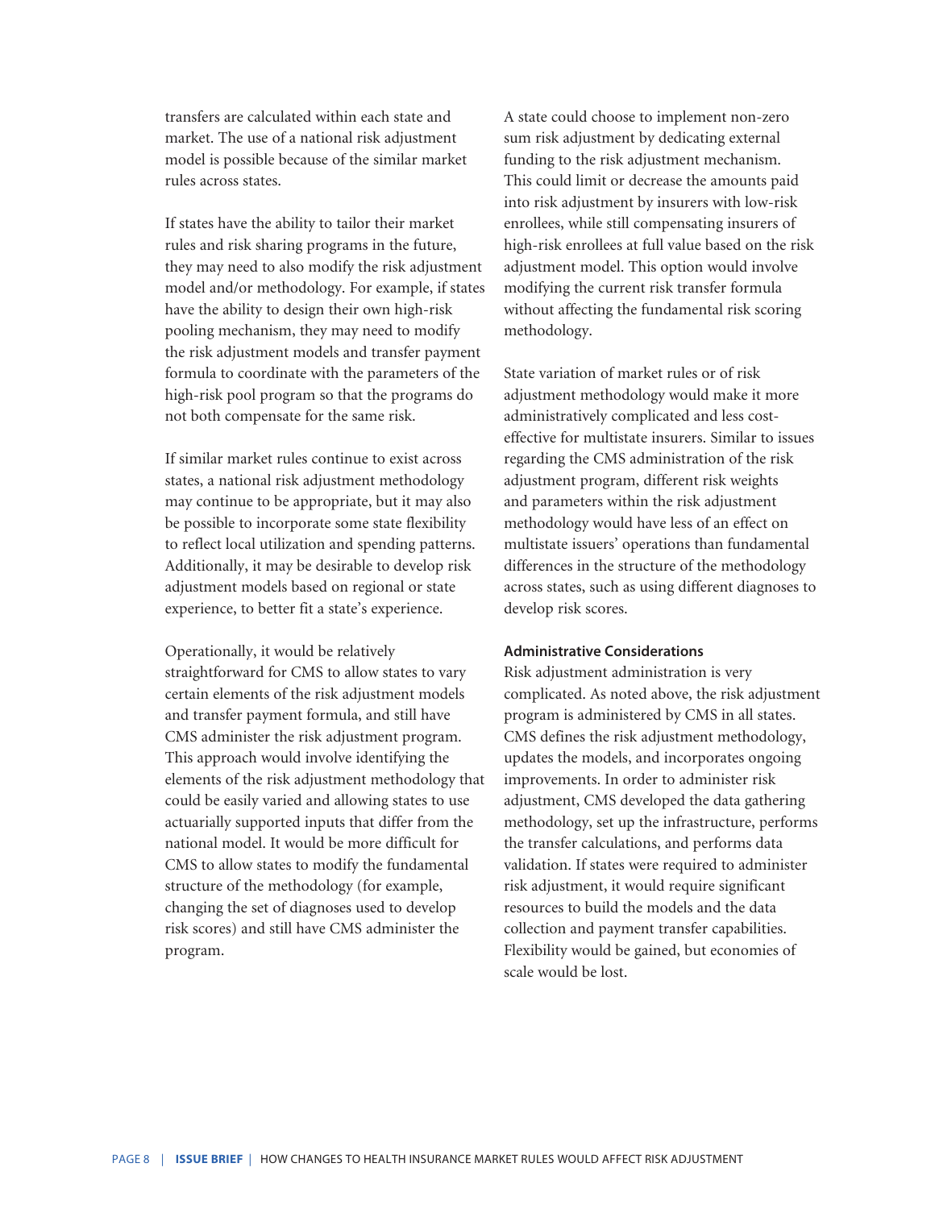transfers are calculated within each state and market. The use of a national risk adjustment model is possible because of the similar market rules across states.

If states have the ability to tailor their market rules and risk sharing programs in the future, they may need to also modify the risk adjustment model and/or methodology. For example, if states have the ability to design their own high-risk pooling mechanism, they may need to modify the risk adjustment models and transfer payment formula to coordinate with the parameters of the high-risk pool program so that the programs do not both compensate for the same risk.

If similar market rules continue to exist across states, a national risk adjustment methodology may continue to be appropriate, but it may also be possible to incorporate some state flexibility to reflect local utilization and spending patterns. Additionally, it may be desirable to develop risk adjustment models based on regional or state experience, to better fit a state's experience.

Operationally, it would be relatively straightforward for CMS to allow states to vary certain elements of the risk adjustment models and transfer payment formula, and still have CMS administer the risk adjustment program. This approach would involve identifying the elements of the risk adjustment methodology that could be easily varied and allowing states to use actuarially supported inputs that differ from the national model. It would be more difficult for CMS to allow states to modify the fundamental structure of the methodology (for example, changing the set of diagnoses used to develop risk scores) and still have CMS administer the program.

A state could choose to implement non-zero sum risk adjustment by dedicating external funding to the risk adjustment mechanism. This could limit or decrease the amounts paid into risk adjustment by insurers with low-risk enrollees, while still compensating insurers of high-risk enrollees at full value based on the risk adjustment model. This option would involve modifying the current risk transfer formula without affecting the fundamental risk scoring methodology.

State variation of market rules or of risk adjustment methodology would make it more administratively complicated and less cost-effective for multistate insurers. Similar to issues regarding the CMS administration of the risk adjustment program, different risk weights and parameters within the risk adjustment methodology would have less of an effect on multistate issuers' operations than fundamental differences in the structure of the methodology across states, such as using different diagnoses to develop risk scores.

### Administrative Considerations

Risk adjustment administration is very complicated. As noted above, the risk adjustment program is administered by CMS in all states. CMS defines the risk adjustment methodology, updates the models, and incorporates ongoing improvements. In order to administer risk adjustment, CMS developed the data gathering methodology, set up the infrastructure, performs the transfer calculations, and performs data validation. If states were required to administer risk adjustment, it would require significant resources to build the models and the data collection and payment transfer capabilities. Flexibility would be gained, but economies of scale would be lost.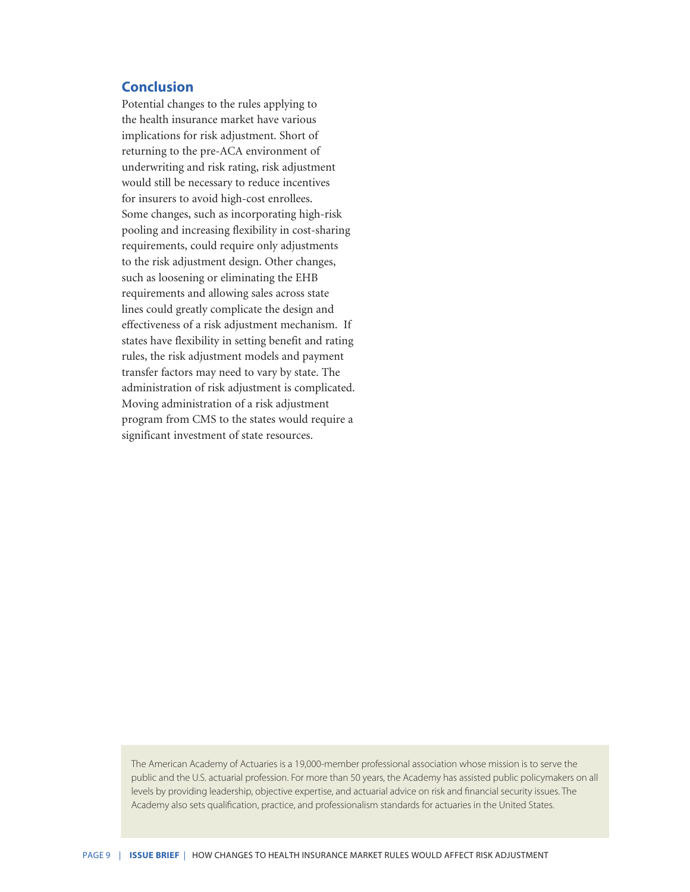## Conclusion

Potential changes to the rules applying to the health insurance market have various implications for risk adjustment. Short of returning to the pre-ACA environment of underwriting and risk rating, risk adjustment would still be necessary to reduce incentives for insurers to avoid high-cost enrollees. Some changes, such as incorporating high-risk pooling and increasing flexibility in cost-sharing requirements, could require only adjustments to the risk adjustment design. Other changes, such as loosening or eliminating the EHB requirements and allowing sales across state lines could greatly complicate the design and effectiveness of a risk adjustment mechanism. If states have flexibility in setting benefit and rating rules, the risk adjustment models and payment transfer factors may need to vary by state. The administration of risk adjustment is complicated. Moving administration of a risk adjustment program from CMS to the states would require a significant investment of state resources.

The American Academy of Actuaries is a 19,000-member professional association whose mission is to serve the public and the U.S. actuarial profession. For more than 50 years, the Academy has assisted public policymakers on all levels by providing leadership, objective expertise, and actuarial advice on risk and financial security issues. The Academy also sets qualification, practice, and professionalism standards for actuaries in the United States.